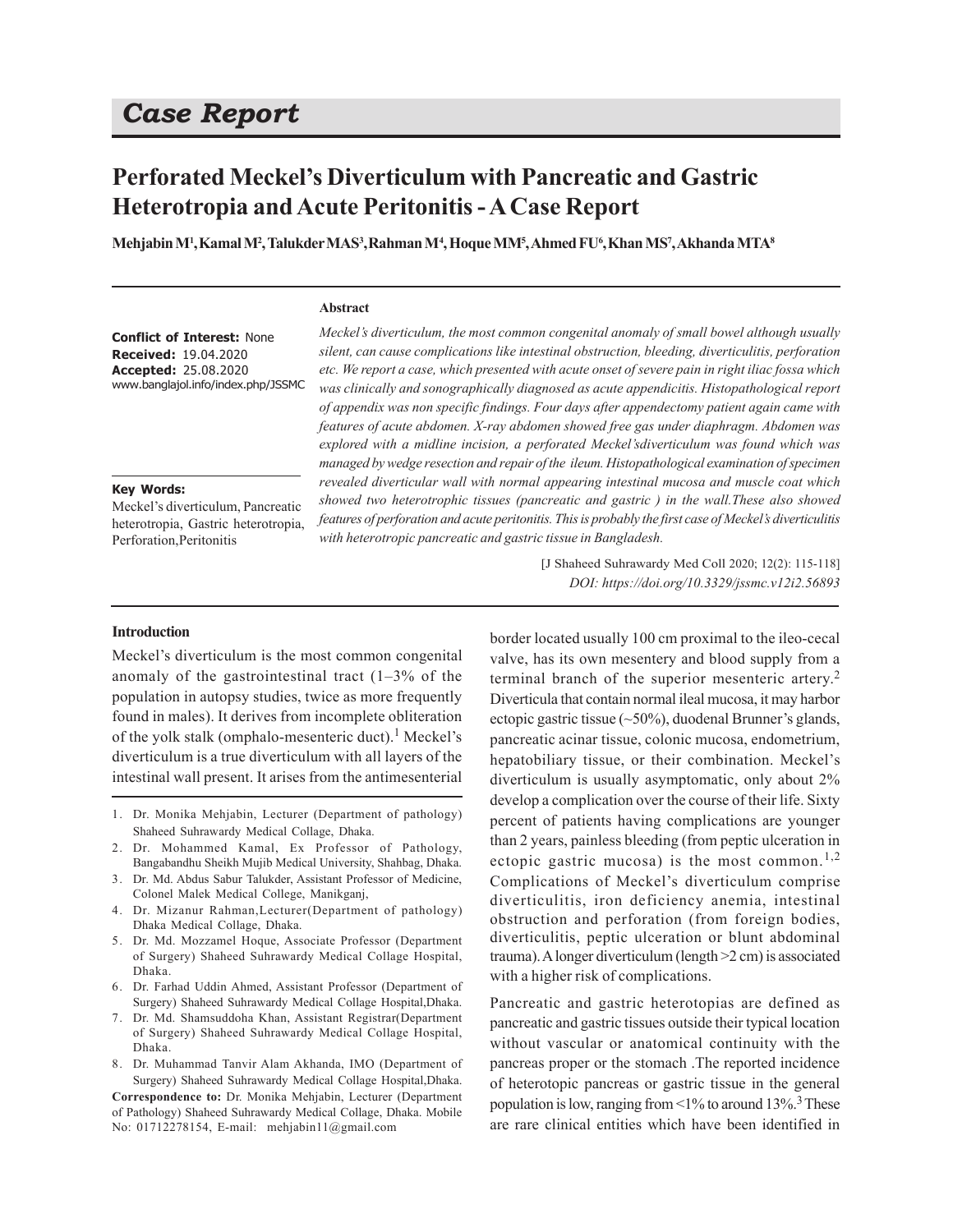# *Case Report*

# Perforated Meckel's Diverticulum with Pancreatic and Gastric Heterotropia and Acute Peritonitis - A Case Report

**Mehjabin M[1], Kamal M[2], Talukder MAS[3], Rahman M[4], Hoque MM[5], Ahmed FU[6], Khan MS[7], Akhanda MTA[8]**

**Conflict of Interest:** None
**Received:** 19.04.2020
**Accepted:** 25.08.2020
www.banglajol.info/index.php/JSSMC

**Key Words:**
Meckel's diverticulum, Pancreatic heterotropia, Gastric heterotropia, Perforation, Peritonitis

### Abstract

*Meckel's diverticulum, the most common congenital anomaly of small bowel although usually silent, can cause complications like intestinal obstruction, bleeding, diverticulitis, perforation etc. We report a case, which presented with acute onset of severe pain in right iliac fossa which was clinically and sonographically diagnosed as acute appendicitis. Histopathological report of appendix was non specific findings. Four days after appendectomy patient again came with features of acute abdomen. X-ray abdomen showed free gas under diaphragm. Abdomen was explored with a midline incision, a perforated Meckel'sdiverticulum was found which was managed by wedge resection and repair of the ileum. Histopathological examination of specimen revealed diverticular wall with normal appearing intestinal mucosa and muscle coat which showed two heterotrophic tissues (pancreatic and gastric ) in the wall.These also showed features of perforation and acute peritonitis. This is probably the first case of Meckel's diverticulitis with heterotropic pancreatic and gastric tissue in Bangladesh.*

[J Shaheed Suhrawardy Med Coll 2020; 12(2): 115-118]
*DOI: https://doi.org/10.3329/jssmc.v12i2.56893*

### Introduction

Meckel's diverticulum is the most common congenital anomaly of the gastrointestinal tract (1–3% of the population in autopsy studies, twice as more frequently found in males). It derives from incomplete obliteration of the yolk stalk (omphalo-mesenteric duct).[1] Meckel's diverticulum is a true diverticulum with all layers of the intestinal wall present. It arises from the antimesenteral border located usually 100 cm proximal to the ileo-cecal valve, has its own mesentery and blood supply from a terminal branch of the superior mesenteric artery.[2] Diverticula that contain normal ileal mucosa, it may harbor ectopic gastric tissue (~50%), duodenal Brunner's glands, pancreatic acinar tissue, colonic mucosa, endometrium, hepatobiliary tissue, or their combination. Meckel's diverticulum is usually asymptomatic, only about 2% develop a complication over the course of their life. Sixty percent of patients having complications are younger than 2 years, painless bleeding (from peptic ulceration in ectopic gastric mucosa) is the most common.[1,2] Complications of Meckel's diverticulum comprise diverticulitis, iron deficiency anemia, intestinal obstruction and perforation (from foreign bodies, diverticulitis, peptic ulceration or blunt abdominal trauma). A longer diverticulum (length >2 cm) is associated with a higher risk of complications.

Pancreatic and gastric heterotopias are defined as pancreatic and gastric tissues outside their typical location without vascular or anatomical continuity with the pancreas proper or the stomach .The reported incidence of heterotopic pancreas or gastric tissue in the general population is low, ranging from <1% to around 13%.[3] These are rare clinical entities which have been identified in

1. Dr. Monika Mehjabin, Lecturer (Department of pathology) Shaheed Suhrawardy Medical Collage, Dhaka.
2. Dr. Mohammed Kamal, Ex Professor of Pathology, Bangabandhu Sheikh Mujib Medical University, Shahbag, Dhaka.
3. Dr. Md. Abdus Sabur Talukder, Assistant Professor of Medicine, Colonel Malek Medical College, Manikganj,
4. Dr. Mizanur Rahman,Lecturer(Department of pathology) Dhaka Medical Collage, Dhaka.
5. Dr. Md. Mozzamel Hoque, Associate Professor (Department of Surgery) Shaheed Suhrawardy Medical Collage Hospital, Dhaka.
6. Dr. Farhad Uddin Ahmed, Assistant Professor (Department of Surgery) Shaheed Suhrawardy Medical Collage Hospital,Dhaka.
7. Dr. Md. Shamsuddoha Khan, Assistant Registrar(Department of Surgery) Shaheed Suhrawardy Medical Collage Hospital, Dhaka.
8. Dr. Muhammad Tanvir Alam Akhanda, IMO (Department of Surgery) Shaheed Suhrawardy Medical Collage Hospital,Dhaka.

**Correspondence to:** Dr. Monika Mehjabin, Lecturer (Department of Pathology) Shaheed Suhrawardy Medical Collage, Dhaka. Mobile No: 01712278154, E-mail: mehjabin11@gmail.com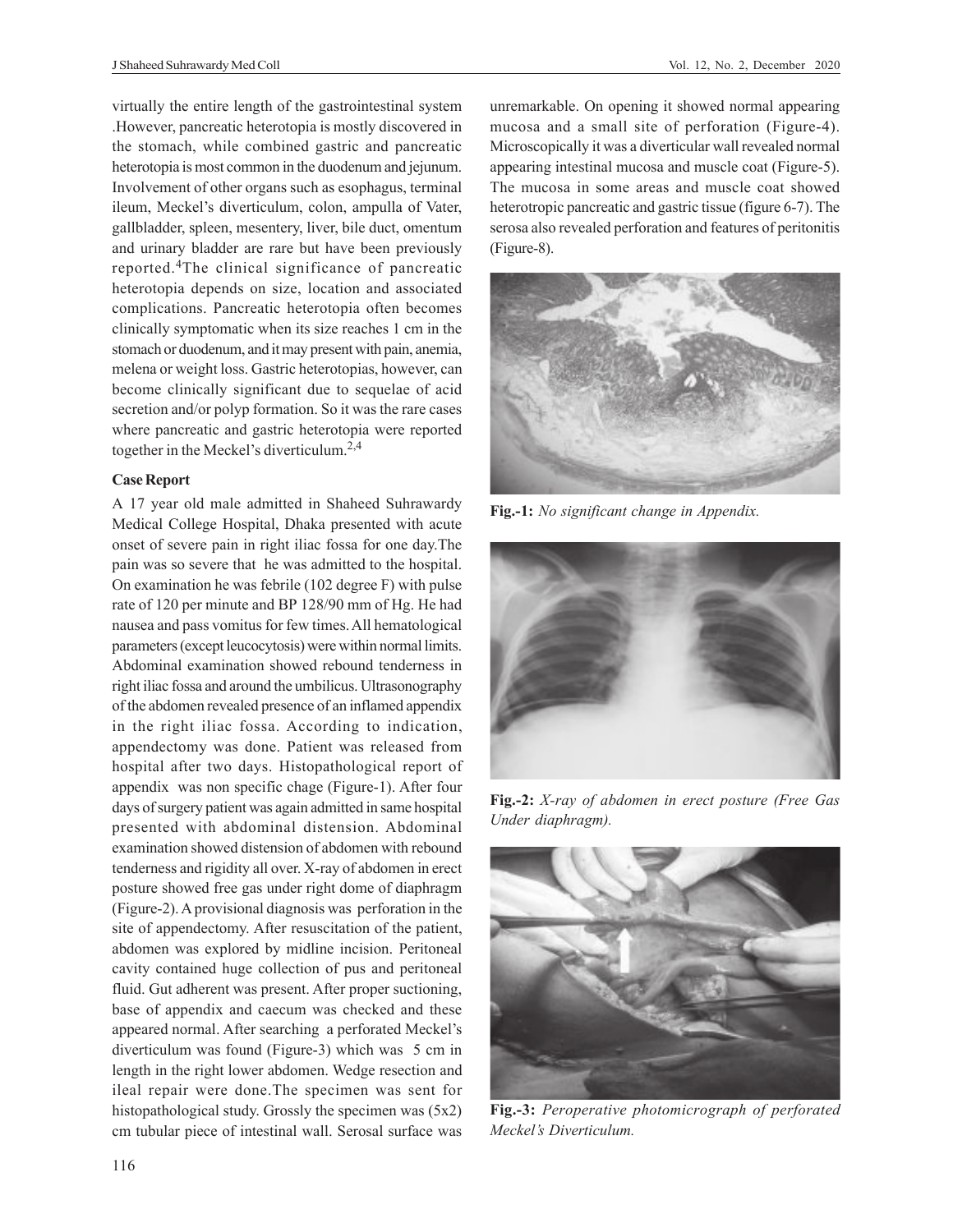virtually the entire length of the gastrointestinal system .However, pancreatic heterotopia is mostly discovered in the stomach, while combined gastric and pancreatic heterotopia is most common in the duodenum and jejunum. Involvement of other organs such as esophagus, terminal ileum, Meckel's diverticulum, colon, ampulla of Vater, gallbladder, spleen, mesentery, liver, bile duct, omentum and urinary bladder are rare but have been previously reported.[4]The clinical significance of pancreatic heterotopia depends on size, location and associated complications. Pancreatic heterotopia often becomes clinically symptomatic when its size reaches 1 cm in the stomach or duodenum, and it may present with pain, anemia, melena or weight loss. Gastric heterotopias, however, can become clinically significant due to sequelae of acid secretion and/or polyp formation. So it was the rare cases where pancreatic and gastric heterotopia were reported together in the Meckel's diverticulum.[2,4]

**Case Report**

A 17 year old male admitted in Shaheed Suhrawardy Medical College Hospital, Dhaka presented with acute onset of severe pain in right iliac fossa for one day.The pain was so severe that he was admitted to the hospital. On examination he was febrile (102 degree F) with pulse rate of 120 per minute and BP 128/90 mm of Hg. He had nausea and pass vomitus for few times. All hematological parameters (except leucocytosis) were within normal limits. Abdominal examination showed rebound tenderness in right iliac fossa and around the umbilicus. Ultrasonography of the abdomen revealed presence of an inflamed appendix in the right iliac fossa. According to indication, appendectomy was done. Patient was released from hospital after two days. Histopathological report of appendix was non specific chage (Figure-1). After four days of surgery patient was again admitted in same hospital presented with abdominal distension. Abdominal examination showed distension of abdomen with rebound tenderness and rigidity all over. X-ray of abdomen in erect posture showed free gas under right dome of diaphragm (Figure-2). A provisional diagnosis was perforation in the site of appendectomy. After resuscitation of the patient, abdomen was explored by midline incision. Peritoneal cavity contained huge collection of pus and peritoneal fluid. Gut adherent was present. After proper suctioning, base of appendix and caecum was checked and these appeared normal. After searching a perforated Meckel's diverticulum was found (Figure-3) which was 5 cm in length in the right lower abdomen. Wedge resection and ileal repair were done.The specimen was sent for histopathological study. Grossly the specimen was (5x2) cm tubular piece of intestinal wall. Serosal surface was unremarkable. On opening it showed normal appearing mucosa and a small site of perforation (Figure-4). Microscopically it was a diverticular wall revealed normal appearing intestinal mucosa and muscle coat (Figure-5). The mucosa in some areas and muscle coat showed heterotropic pancreatic and gastric tissue (figure 6-7). The serosa also revealed perforation and features of peritonitis (Figure-8).

**Fig.-1:** *No significant change in Appendix.*

**Fig.-2:** *X-ray of abdomen in erect posture (Free Gas Under diaphragm).*

**Fig.-3:** *Peroperative photomicrograph of perforated Meckel's Diverticulum.*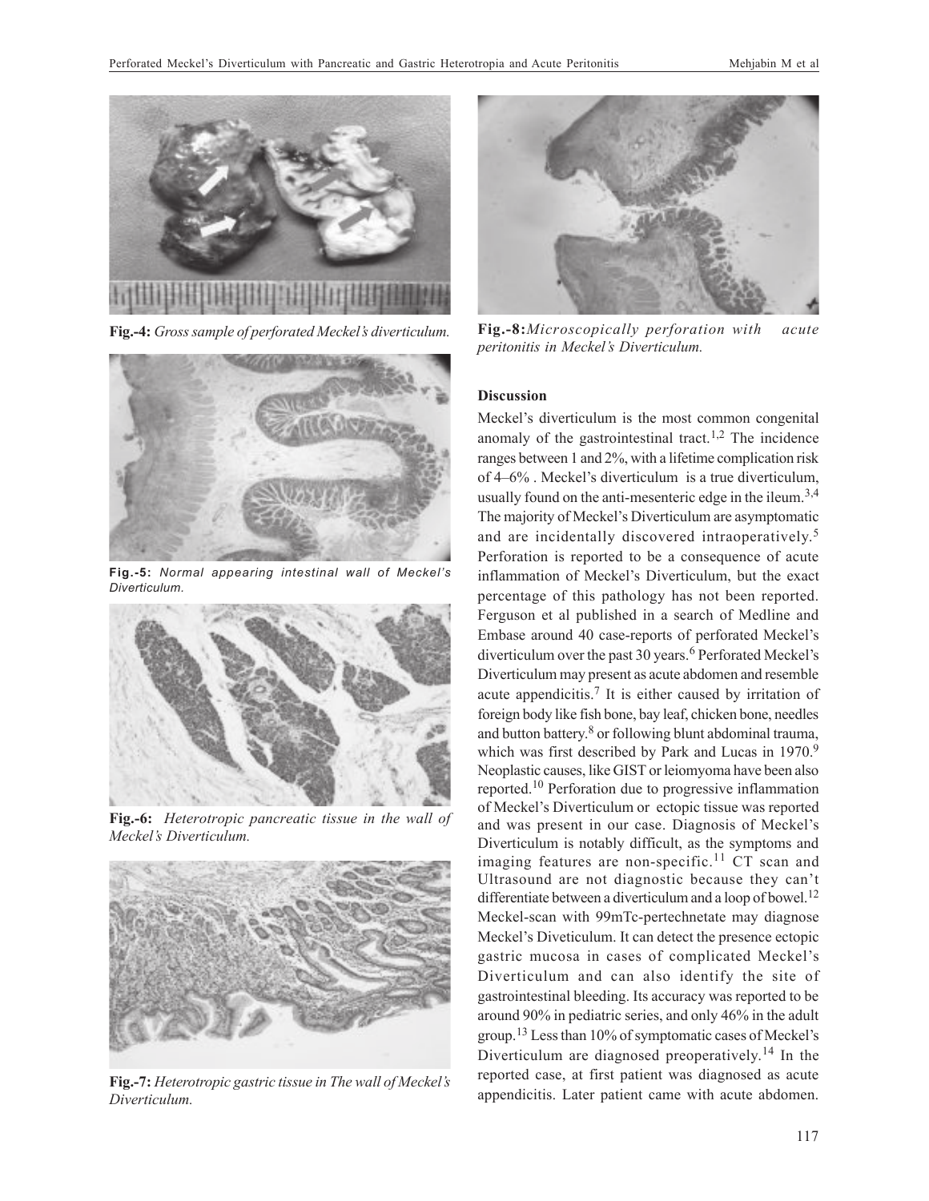**Fig.-4:** *Gross sample of perforated Meckel's diverticulum.*

**Fig.-5:** *Normal appearing intestinal wall of Meckel's Diverticulum.*

**Fig.-6:** *Heterotropic pancreatic tissue in the wall of Meckel's Diverticulum.*

**Fig.-7:** *Heterotropic gastric tissue in The wall of Meckel's Diverticulum.*

**Fig.-8:** *Microscopically perforation with acute peritonitis in Meckel's Diverticulum.*

## Discussion

Meckel's diverticulum is the most common congenital anomaly of the gastrointestinal tract.[1,2] The incidence ranges between 1 and 2%, with a lifetime complication risk of 4–6% . Meckel's diverticulum is a true diverticulum, usually found on the anti-mesenteric edge in the ileum.[3,4] The majority of Meckel's Diverticulum are asymptomatic and are incidentally discovered intraoperatively.[5] Perforation is reported to be a consequence of acute inflammation of Meckel's Diverticulum, but the exact percentage of this pathology has not been reported. Ferguson et al published in a search of Medline and Embase around 40 case-reports of perforated Meckel's diverticulum over the past 30 years.[6] Perforated Meckel's Diverticulum may present as acute abdomen and resemble acute appendicitis.[7] It is either caused by irritation of foreign body like fish bone, bay leaf, chicken bone, needles and button battery.[8] or following blunt abdominal trauma, which was first described by Park and Lucas in 1970.[9] Neoplastic causes, like GIST or leiomyoma have been also reported.[10] Perforation due to progressive inflammation of Meckel's Diverticulum or ectopic tissue was reported and was present in our case. Diagnosis of Meckel's Diverticulum is notably difficult, as the symptoms and imaging features are non-specific.[11] CT scan and Ultrasound are not diagnostic because they can't differentiate between a diverticulum and a loop of bowel.[12] Meckel-scan with 99mTc-pertechnetate may diagnose Meckel's Diveticulum. It can detect the presence ectopic gastric mucosa in cases of complicated Meckel's Diverticulum and can also identify the site of gastrointestinal bleeding. Its accuracy was reported to be around 90% in pediatric series, and only 46% in the adult group.[13] Less than 10% of symptomatic cases of Meckel's Diverticulum are diagnosed preoperatively.[14] In the reported case, at first patient was diagnosed as acute appendicitis. Later patient came with acute abdomen.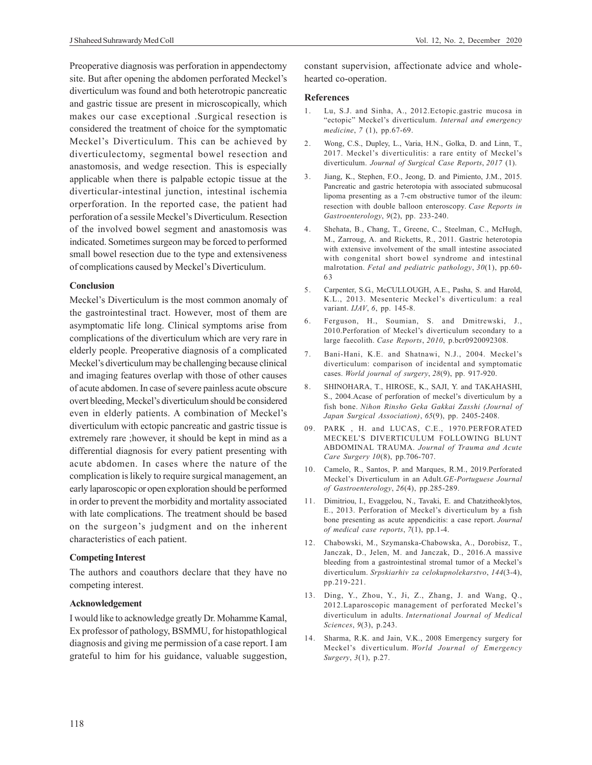Preoperative diagnosis was perforation in appendectomy site. But after opening the abdomen perforated Meckel's diverticulum was found and both heterotropic pancreatic and gastric tissue are present in microscopically, which makes our case exceptional .Surgical resection is considered the treatment of choice for the symptomatic Meckel's Diverticulum. This can be achieved by diverticulectomy, segmental bowel resection and anastomosis, and wedge resection. This is especially applicable when there is palpable ectopic tissue at the diverticular-intestinal junction, intestinal ischemia orperforation. In the reported case, the patient had perforation of a sessile Meckel's Diverticulum. Resection of the involved bowel segment and anastomosis was indicated. Sometimes surgeon may be forced to performed small bowel resection due to the type and extensiveness of complications caused by Meckel's Diverticulum.

### Conclusion

Meckel's Diverticulum is the most common anomaly of the gastrointestinal tract. However, most of them are asymptomatic life long. Clinical symptoms arise from complications of the diverticulum which are very rare in elderly people. Preoperative diagnosis of a complicated Meckel's diverticulum may be challenging because clinical and imaging features overlap with those of other causes of acute abdomen. In case of severe painless acute obscure overt bleeding, Meckel's diverticulum should be considered even in elderly patients. A combination of Meckel's diverticulum with ectopic pancreatic and gastric tissue is extremely rare ;however, it should be kept in mind as a differential diagnosis for every patient presenting with acute abdomen. In cases where the nature of the complication is likely to require surgical management, an early laparoscopic or open exploration should be performed in order to prevent the morbidity and mortality associated with late complications. The treatment should be based on the surgeon's judgment and on the inherent characteristics of each patient.

### Competing Interest

The authors and coauthors declare that they have no competing interest.

### Acknowledgement

I would like to acknowledge greatly Dr. Mohamme Kamal, Ex professor of pathology, BSMMU, for histopathlogical diagnosis and giving me permission of a case report. I am grateful to him for his guidance, valuable suggestion, constant supervision, affectionate advice and whole-hearted co-operation.

### References

1. Lu, S.J. and Sinha, A., 2012.Ectopic.gastric mucosa in "ectopic" Meckel's diverticulum. *Internal and emergency medicine*, *7* (1), pp.67-69.
2. Wong, C.S., Dupley, L., Varia, H.N., Golka, D. and Linn, T., 2017. Meckel's diverticulitis: a rare entity of Meckel's diverticulum. *Journal of Surgical Case Reports*, *2017* (1).
3. Jiang, K., Stephen, F.O., Jeong, D. and Pimiento, J.M., 2015. Pancreatic and gastric heterotopia with associated submucosal lipoma presenting as a 7-cm obstructive tumor of the ileum: resection with double balloon enteroscopy. *Case Reports in Gastroenterology*, *9*(2), pp. 233-240.
4. Shehata, B., Chang, T., Greene, C., Steelman, C., McHugh, M., Zarroug, A. and Ricketts, R., 2011. Gastric heterotopia with extensive involvement of the small intestine associated with congenital short bowel syndrome and intestinal malrotation. *Fetal and pediatric pathology*, *30*(1), pp.60-63
5. Carpenter, S.G., McCULLOUGH, A.E., Pasha, S. and Harold, K.L., 2013. Mesenteric Meckel's diverticulum: a real variant. *IJAV*, *6*, pp. 145-8.
6. Ferguson, H., Soumian, S. and Dmitrewski, J., 2010.Perforation of Meckel's diverticulum secondary to a large faecolith. *Case Reports*, *2010*, p.bcr0920092308.
7. Bani-Hani, K.E. and Shatnawi, N.J., 2004. Meckel's diverticulum: comparison of incidental and symptomatic cases. *World journal of surgery*, *28*(9), pp. 917-920.
8. SHINOHARA, T., HIROSE, K., SAJI, Y. and TAKAHASHI, S., 2004.Acase of perforation of meckel's diverticulum by a fish bone. *Nihon Rinsho Geka Gakkai Zasshi (Journal of Japan Surgical Association)*, *65*(9), pp. 2405-2408.
9. PARK , H. and LUCAS, C.E., 1970.PERFORATED MECKEL'S DIVERTICULUM FOLLOWING BLUNT ABDOMINAL TRAUMA. *Journal of Trauma and Acute Care Surgery 10*(8), pp.706-707.
10. Camelo, R., Santos, P. and Marques, R.M., 2019.Perforated Meckel's Diverticulum in an Adult.*GE-Portuguese Journal of Gastroenterology*, *26*(4), pp.285-289.
11. Dimitriou, I., Evaggelou, N., Tavaki, E. and Chatzitheoklytos, E., 2013. Perforation of Meckel's diverticulum by a fish bone presenting as acute appendicitis: a case report. *Journal of medical case reports*, *7*(1), pp.1-4.
12. Chabowski, M., Szymanska-Chabowska, A., Dorobisz, T., Janczak, D., Jelen, M. and Janczak, D., 2016.A massive bleeding from a gastrointestinal stromal tumor of a Meckel's diverticulum. *Srpskiarhiv za celokupnolekarstvo*, *144*(3-4), pp.219-221.
13. Ding, Y., Zhou, Y., Ji, Z., Zhang, J. and Wang, Q., 2012.Laparoscopic management of perforated Meckel's diverticulum in adults. *International Journal of Medical Sciences*, *9*(3), p.243.
14. Sharma, R.K. and Jain, V.K., 2008 Emergency surgery for Meckel's diverticulum. *World Journal of Emergency Surgery*, *3*(1), p.27.